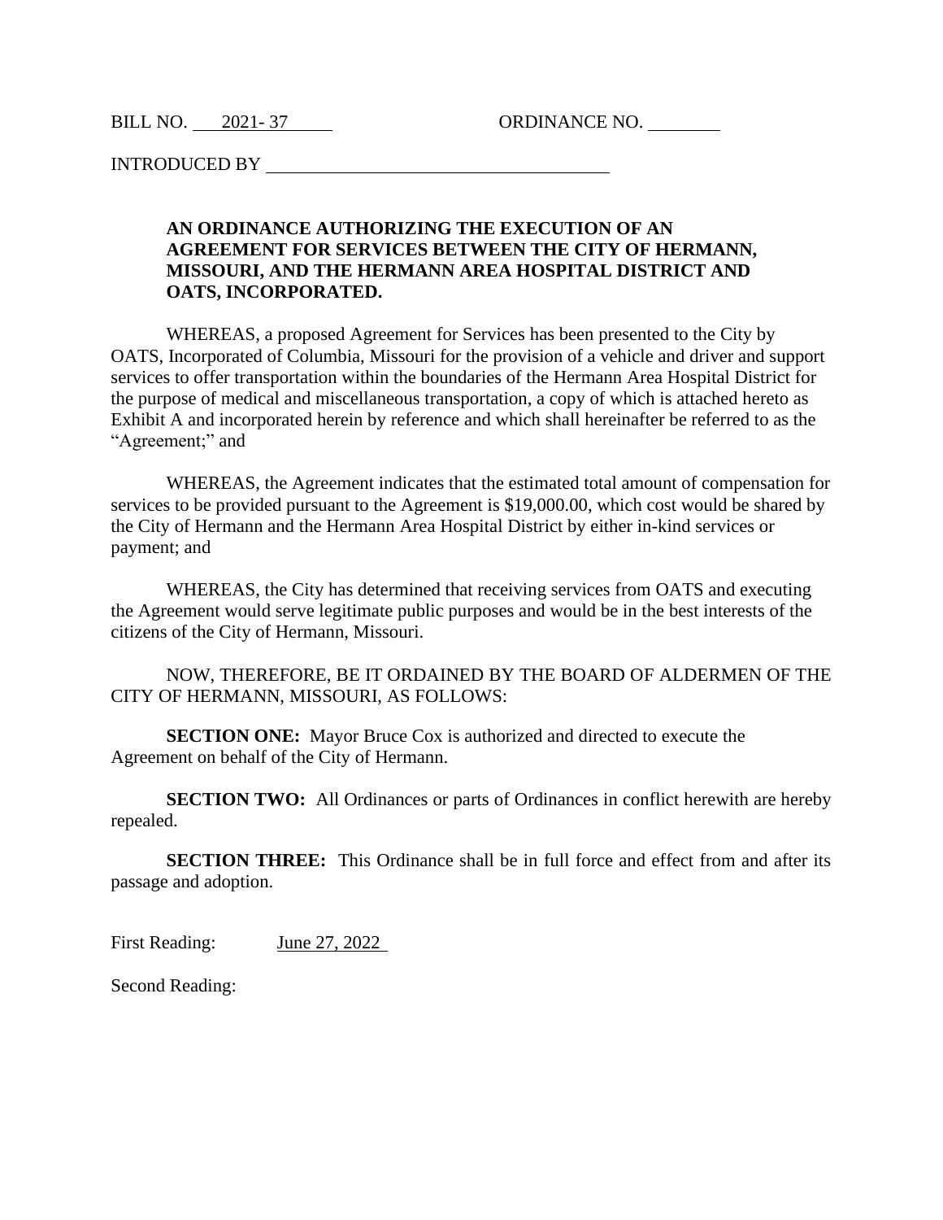BILL NO. 2021- 37 ORDINANCE NO. ________

INTRODUCED BY ______________________________________

**AN ORDINANCE AUTHORIZING THE EXECUTION OF AN AGREEMENT FOR SERVICES BETWEEN THE CITY OF HERMANN, MISSOURI, AND THE HERMANN AREA HOSPITAL DISTRICT AND OATS, INCORPORATED.**

WHEREAS, a proposed Agreement for Services has been presented to the City by OATS, Incorporated of Columbia, Missouri for the provision of a vehicle and driver and support services to offer transportation within the boundaries of the Hermann Area Hospital District for the purpose of medical and miscellaneous transportation, a copy of which is attached hereto as Exhibit A and incorporated herein by reference and which shall hereinafter be referred to as the "Agreement;" and

WHEREAS, the Agreement indicates that the estimated total amount of compensation for services to be provided pursuant to the Agreement is $19,000.00, which cost would be shared by the City of Hermann and the Hermann Area Hospital District by either in-kind services or payment; and

WHEREAS, the City has determined that receiving services from OATS and executing the Agreement would serve legitimate public purposes and would be in the best interests of the citizens of the City of Hermann, Missouri.

NOW, THEREFORE, BE IT ORDAINED BY THE BOARD OF ALDERMEN OF THE CITY OF HERMANN, MISSOURI, AS FOLLOWS:

**SECTION ONE:** Mayor Bruce Cox is authorized and directed to execute the Agreement on behalf of the City of Hermann.

**SECTION TWO:** All Ordinances or parts of Ordinances in conflict herewith are hereby repealed.

**SECTION THREE:** This Ordinance shall be in full force and effect from and after its passage and adoption.

First Reading: June 27, 2022

Second Reading: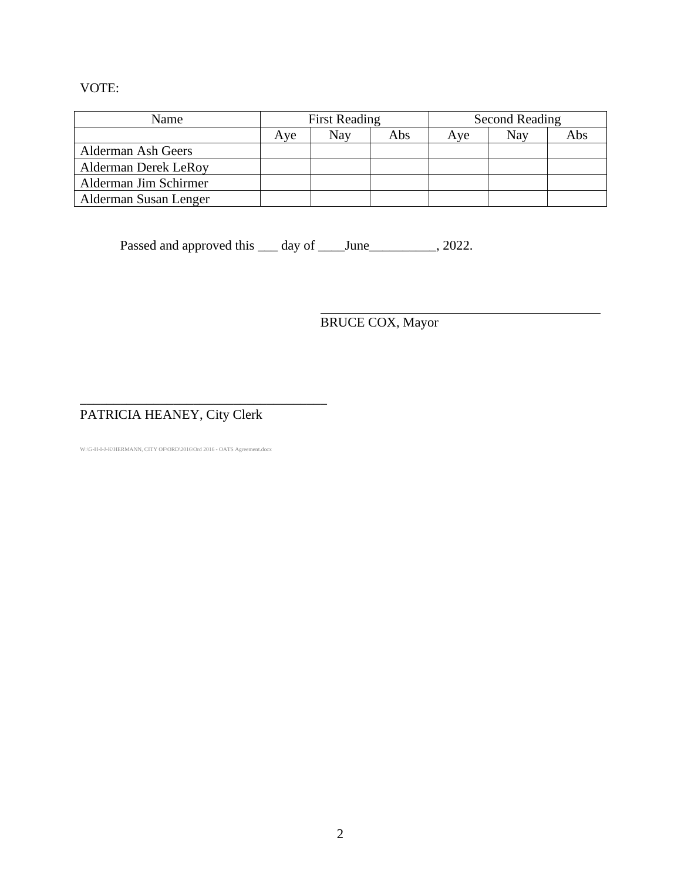VOTE:

| Name | First Reading | | | Second Reading | | |
|---|---|---|---|---|---|---|
| | Aye | Nay | Abs | Aye | Nay | Abs |
| Alderman Ash Geers | | | | | | |
| Alderman Derek LeRoy | | | | | | |
| Alderman Jim Schirmer | | | | | | |
| Alderman Susan Lenger | | | | | | |

Passed and approved this ___ day of ____June__________, 2022.

_____________________________________________
BRUCE COX, Mayor

_______________________________________
PATRICIA HEANEY, City Clerk

W:\G-H-I-J-K\HERMANN, CITY OF\ORD\2016\Ord 2016 - OATS Agreement.docx